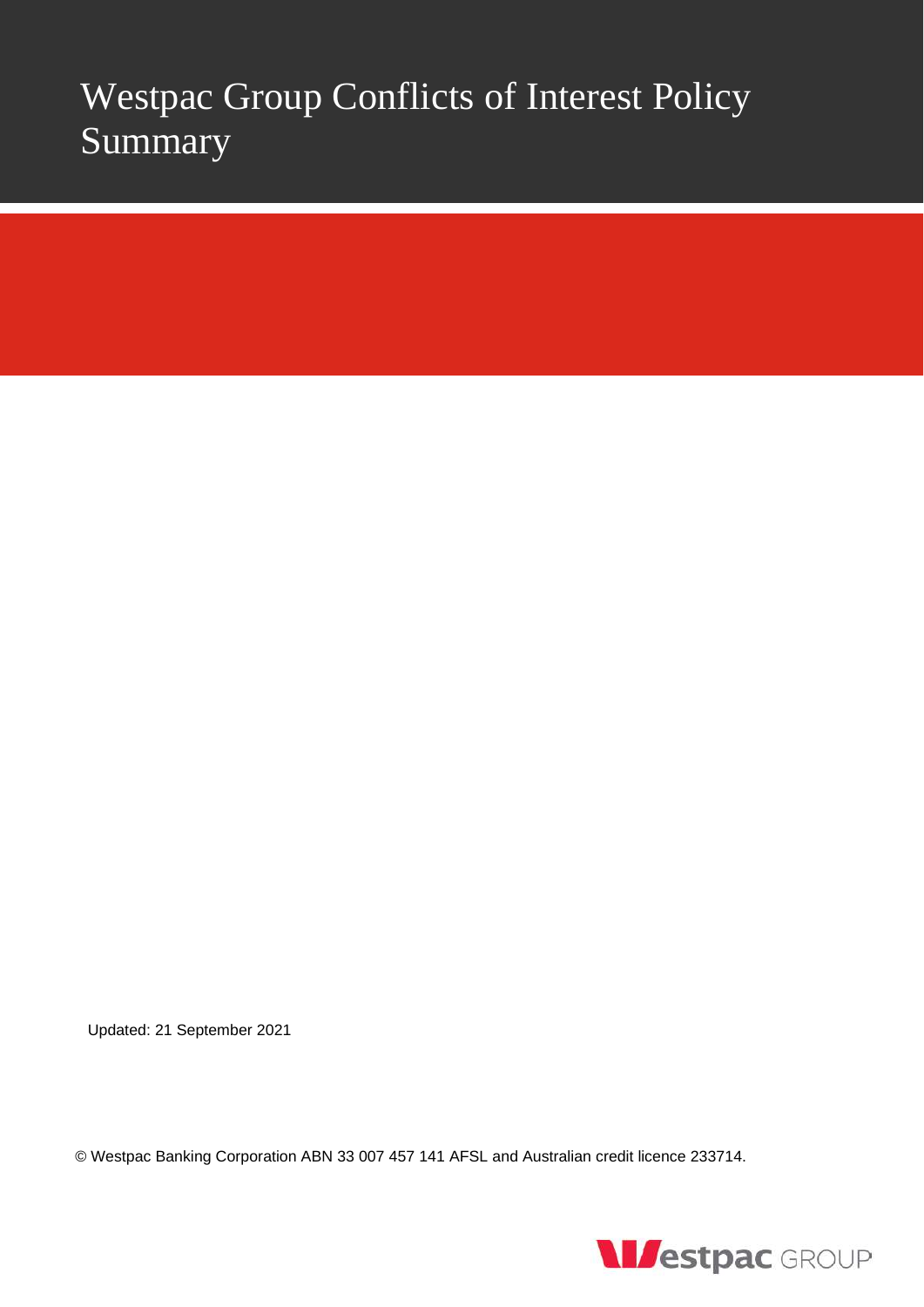# Westpac Group Conflicts of Interest Policy Summary

Updated: 21 September 2021

© Westpac Banking Corporation ABN 33 007 457 141 AFSL and Australian credit licence 233714.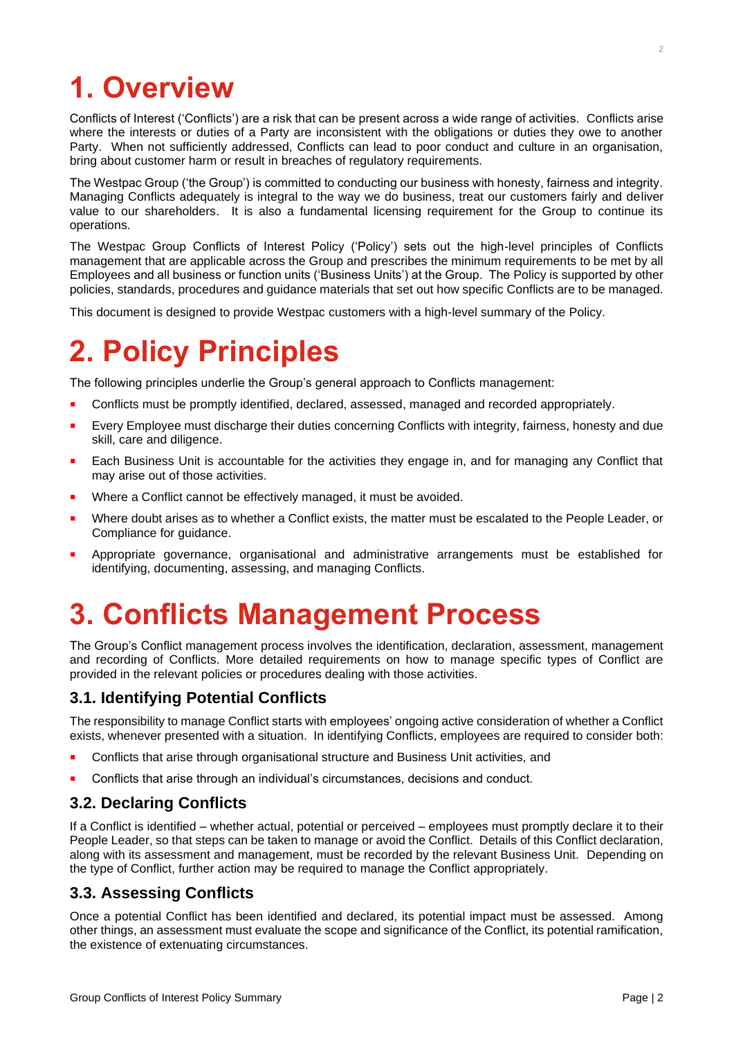# 1. Overview

Conflicts of Interest ('Conflicts') are a risk that can be present across a wide range of activities. Conflicts arise where the interests or duties of a Party are inconsistent with the obligations or duties they owe to another Party. When not sufficiently addressed, Conflicts can lead to poor conduct and culture in an organisation, bring about customer harm or result in breaches of regulatory requirements.

The Westpac Group ('the Group') is committed to conducting our business with honesty, fairness and integrity. Managing Conflicts adequately is integral to the way we do business, treat our customers fairly and deliver value to our shareholders. It is also a fundamental licensing requirement for the Group to continue its operations.

The Westpac Group Conflicts of Interest Policy ('Policy') sets out the high-level principles of Conflicts management that are applicable across the Group and prescribes the minimum requirements to be met by all Employees and all business or function units ('Business Units') at the Group. The Policy is supported by other policies, standards, procedures and guidance materials that set out how specific Conflicts are to be managed.

This document is designed to provide Westpac customers with a high-level summary of the Policy.

# 2. Policy Principles

The following principles underlie the Group's general approach to Conflicts management:

- Conflicts must be promptly identified, declared, assessed, managed and recorded appropriately.
- Every Employee must discharge their duties concerning Conflicts with integrity, fairness, honesty and due skill, care and diligence.
- Each Business Unit is accountable for the activities they engage in, and for managing any Conflict that may arise out of those activities.
- Where a Conflict cannot be effectively managed, it must be avoided.
- Where doubt arises as to whether a Conflict exists, the matter must be escalated to the People Leader, or Compliance for guidance.
- Appropriate governance, organisational and administrative arrangements must be established for identifying, documenting, assessing, and managing Conflicts.

# 3. Conflicts Management Process

The Group's Conflict management process involves the identification, declaration, assessment, management and recording of Conflicts. More detailed requirements on how to manage specific types of Conflict are provided in the relevant policies or procedures dealing with those activities.

## 3.1. Identifying Potential Conflicts

The responsibility to manage Conflict starts with employees' ongoing active consideration of whether a Conflict exists, whenever presented with a situation. In identifying Conflicts, employees are required to consider both:

- Conflicts that arise through organisational structure and Business Unit activities, and
- Conflicts that arise through an individual's circumstances, decisions and conduct.

## 3.2. Declaring Conflicts

If a Conflict is identified – whether actual, potential or perceived – employees must promptly declare it to their People Leader, so that steps can be taken to manage or avoid the Conflict. Details of this Conflict declaration, along with its assessment and management, must be recorded by the relevant Business Unit. Depending on the type of Conflict, further action may be required to manage the Conflict appropriately.

## 3.3. Assessing Conflicts

Once a potential Conflict has been identified and declared, its potential impact must be assessed. Among other things, an assessment must evaluate the scope and significance of the Conflict, its potential ramification, the existence of extenuating circumstances.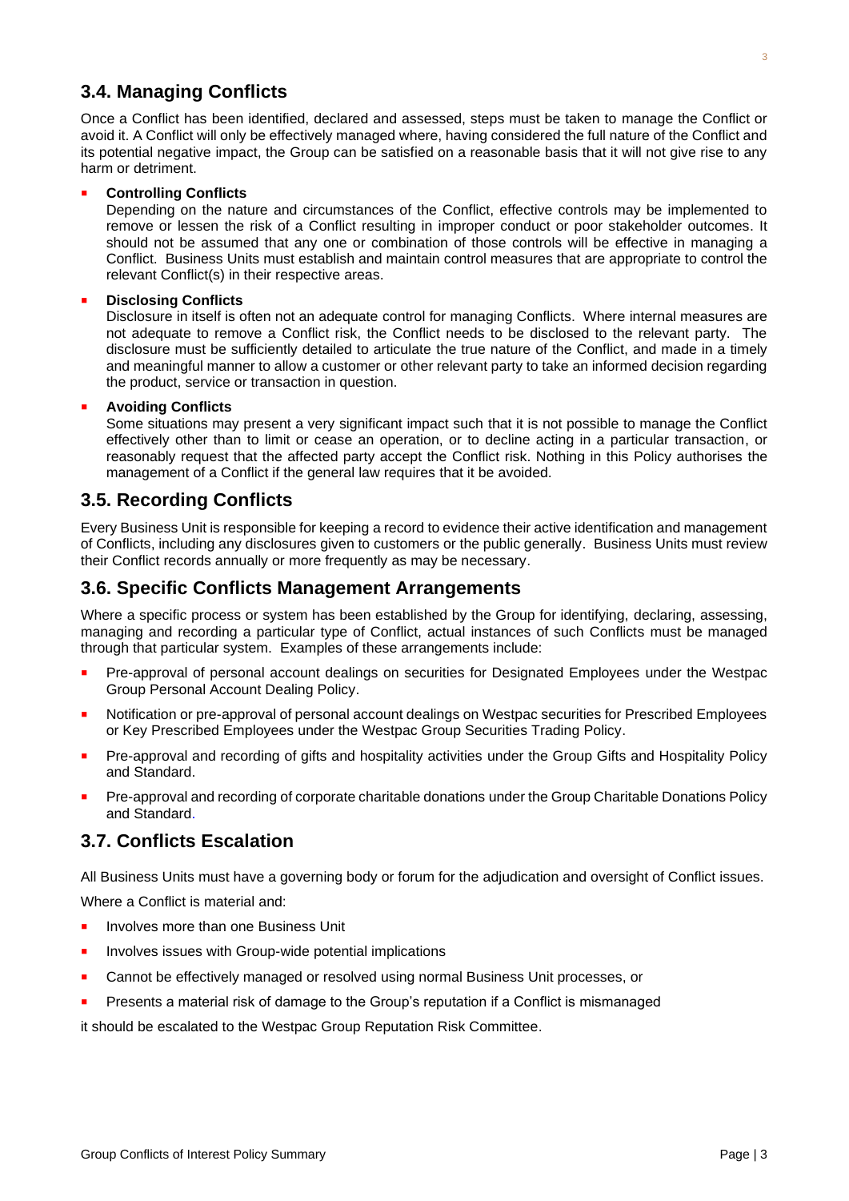## 3.4. Managing Conflicts

Once a Conflict has been identified, declared and assessed, steps must be taken to manage the Conflict or avoid it. A Conflict will only be effectively managed where, having considered the full nature of the Conflict and its potential negative impact, the Group can be satisfied on a reasonable basis that it will not give rise to any harm or detriment.

- **Controlling Conflicts**
  Depending on the nature and circumstances of the Conflict, effective controls may be implemented to remove or lessen the risk of a Conflict resulting in improper conduct or poor stakeholder outcomes. It should not be assumed that any one or combination of those controls will be effective in managing a Conflict. Business Units must establish and maintain control measures that are appropriate to control the relevant Conflict(s) in their respective areas.

- **Disclosing Conflicts**
  Disclosure in itself is often not an adequate control for managing Conflicts. Where internal measures are not adequate to remove a Conflict risk, the Conflict needs to be disclosed to the relevant party. The disclosure must be sufficiently detailed to articulate the true nature of the Conflict, and made in a timely and meaningful manner to allow a customer or other relevant party to take an informed decision regarding the product, service or transaction in question.

- **Avoiding Conflicts**
  Some situations may present a very significant impact such that it is not possible to manage the Conflict effectively other than to limit or cease an operation, or to decline acting in a particular transaction, or reasonably request that the affected party accept the Conflict risk. Nothing in this Policy authorises the management of a Conflict if the general law requires that it be avoided.

## 3.5. Recording Conflicts

Every Business Unit is responsible for keeping a record to evidence their active identification and management of Conflicts, including any disclosures given to customers or the public generally. Business Units must review their Conflict records annually or more frequently as may be necessary.

## 3.6. Specific Conflicts Management Arrangements

Where a specific process or system has been established by the Group for identifying, declaring, assessing, managing and recording a particular type of Conflict, actual instances of such Conflicts must be managed through that particular system. Examples of these arrangements include:

- Pre-approval of personal account dealings on securities for Designated Employees under the Westpac Group Personal Account Dealing Policy.
- Notification or pre-approval of personal account dealings on Westpac securities for Prescribed Employees or Key Prescribed Employees under the Westpac Group Securities Trading Policy.
- Pre-approval and recording of gifts and hospitality activities under the Group Gifts and Hospitality Policy and Standard.
- Pre-approval and recording of corporate charitable donations under the Group Charitable Donations Policy and Standard.

## 3.7. Conflicts Escalation

All Business Units must have a governing body or forum for the adjudication and oversight of Conflict issues.

Where a Conflict is material and:

- Involves more than one Business Unit
- Involves issues with Group-wide potential implications
- Cannot be effectively managed or resolved using normal Business Unit processes, or
- Presents a material risk of damage to the Group's reputation if a Conflict is mismanaged

it should be escalated to the Westpac Group Reputation Risk Committee.